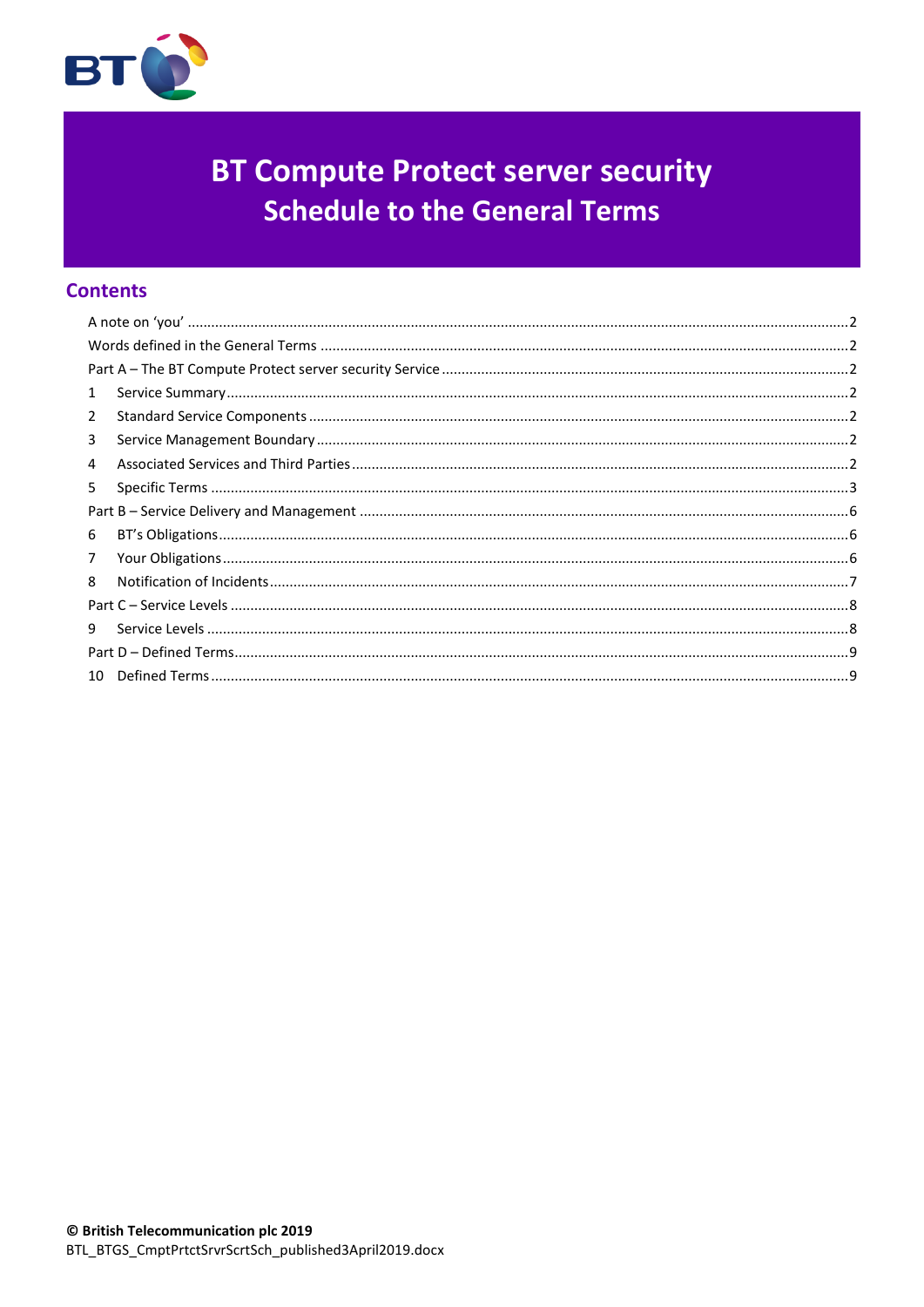# BT Compute Protect server security
## Schedule to the General Terms

## Contents

A note on 'you' ........................................................................................................................................................2
Words defined in the General Terms ......................................................................................................................2
Part A – The BT Compute Protect server security Service .......................................................................................2
1 Service Summary .............................................................................................................................................2
2 Standard Service Components ........................................................................................................................2
3 Service Management Boundary ......................................................................................................................2
4 Associated Services and Third Parties .............................................................................................................2
5 Specific Terms ..................................................................................................................................................3
Part B – Service Delivery and Management ............................................................................................................6
6 BT's Obligations ...............................................................................................................................................6
7 Your Obligations ...............................................................................................................................................6
8 Notification of Incidents ..................................................................................................................................7
Part C – Service Levels ............................................................................................................................................8
9 Service Levels ...................................................................................................................................................8
Part D – Defined Terms ............................................................................................................................................9
10 Defined Terms .................................................................................................................................................9

**© British Telecommunication plc 2019**
BTL_BTGS_CmptPrtctSrvrScrtSch_published3April2019.docx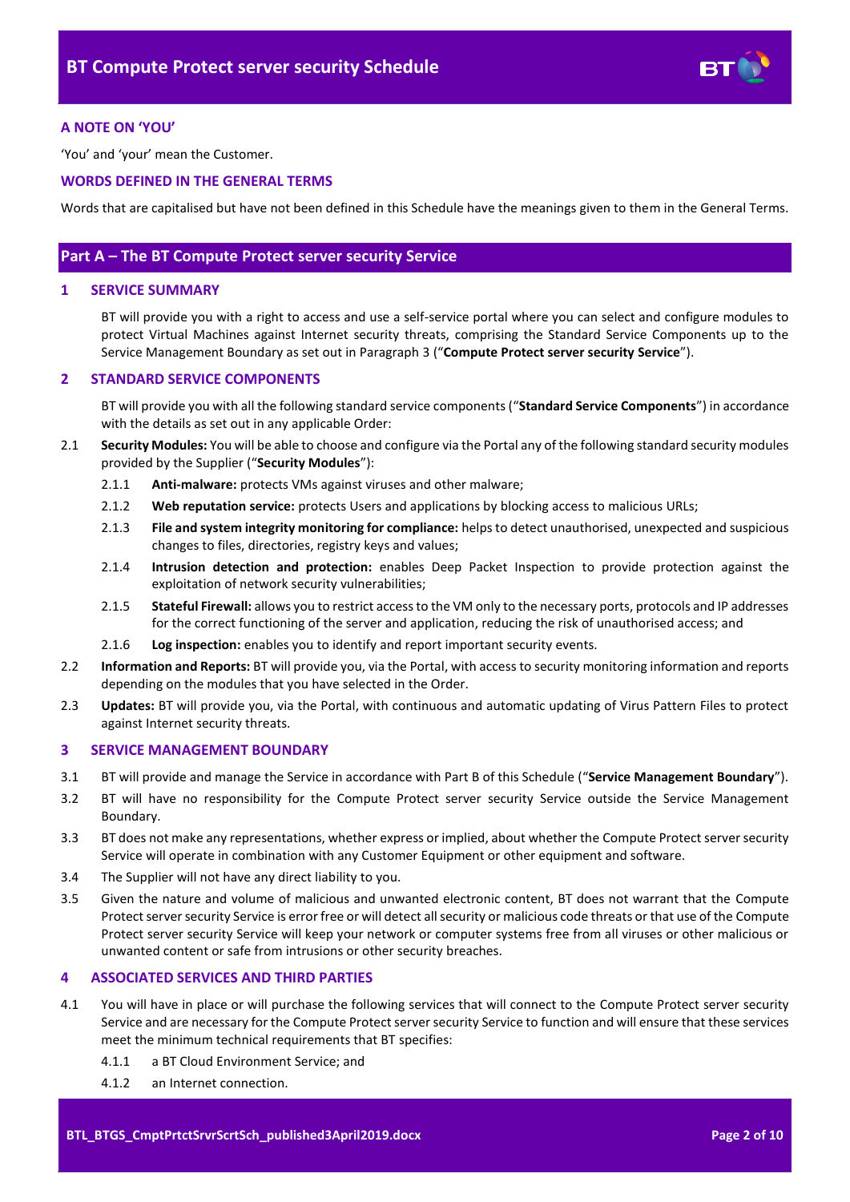## A NOTE ON 'YOU'

'You' and 'your' mean the Customer.

## WORDS DEFINED IN THE GENERAL TERMS

Words that are capitalised but have not been defined in this Schedule have the meanings given to them in the General Terms.

# Part A – The BT Compute Protect server security Service

## 1 SERVICE SUMMARY

BT will provide you with a right to access and use a self-service portal where you can select and configure modules to protect Virtual Machines against Internet security threats, comprising the Standard Service Components up to the Service Management Boundary as set out in Paragraph 3 ("**Compute Protect server security Service**").

## 2 STANDARD SERVICE COMPONENTS

BT will provide you with all the following standard service components ("**Standard Service Components**") in accordance with the details as set out in any applicable Order:

2.1 **Security Modules:** You will be able to choose and configure via the Portal any of the following standard security modules provided by the Supplier ("**Security Modules**"):

2.1.1 **Anti-malware:** protects VMs against viruses and other malware;

2.1.2 **Web reputation service:** protects Users and applications by blocking access to malicious URLs;

2.1.3 **File and system integrity monitoring for compliance:** helps to detect unauthorised, unexpected and suspicious changes to files, directories, registry keys and values;

2.1.4 **Intrusion detection and protection:** enables Deep Packet Inspection to provide protection against the exploitation of network security vulnerabilities;

2.1.5 **Stateful Firewall:** allows you to restrict access to the VM only to the necessary ports, protocols and IP addresses for the correct functioning of the server and application, reducing the risk of unauthorised access; and

2.1.6 **Log inspection:** enables you to identify and report important security events.

2.2 **Information and Reports:** BT will provide you, via the Portal, with access to security monitoring information and reports depending on the modules that you have selected in the Order.

2.3 **Updates:** BT will provide you, via the Portal, with continuous and automatic updating of Virus Pattern Files to protect against Internet security threats.

## 3 SERVICE MANAGEMENT BOUNDARY

3.1 BT will provide and manage the Service in accordance with Part B of this Schedule ("**Service Management Boundary**").

3.2 BT will have no responsibility for the Compute Protect server security Service outside the Service Management Boundary.

3.3 BT does not make any representations, whether express or implied, about whether the Compute Protect server security Service will operate in combination with any Customer Equipment or other equipment and software.

3.4 The Supplier will not have any direct liability to you.

3.5 Given the nature and volume of malicious and unwanted electronic content, BT does not warrant that the Compute Protect server security Service is error free or will detect all security or malicious code threats or that use of the Compute Protect server security Service will keep your network or computer systems free from all viruses or other malicious or unwanted content or safe from intrusions or other security breaches.

## 4 ASSOCIATED SERVICES AND THIRD PARTIES

4.1 You will have in place or will purchase the following services that will connect to the Compute Protect server security Service and are necessary for the Compute Protect server security Service to function and will ensure that these services meet the minimum technical requirements that BT specifies:

4.1.1 a BT Cloud Environment Service; and

4.1.2 an Internet connection.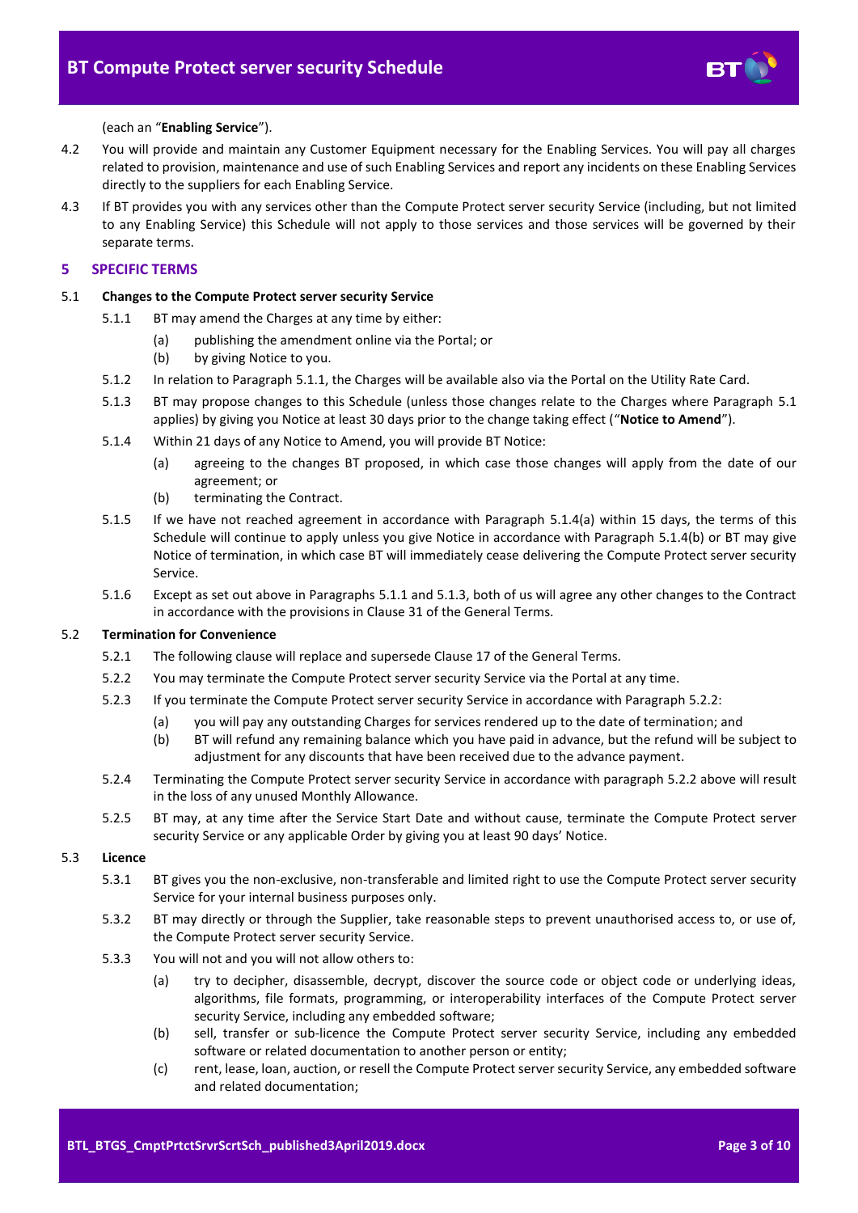(each an "**Enabling Service**").

4.2 You will provide and maintain any Customer Equipment necessary for the Enabling Services. You will pay all charges related to provision, maintenance and use of such Enabling Services and report any incidents on these Enabling Services directly to the suppliers for each Enabling Service.

4.3 If BT provides you with any services other than the Compute Protect server security Service (including, but not limited to any Enabling Service) this Schedule will not apply to those services and those services will be governed by their separate terms.

## 5 SPECIFIC TERMS

5.1 **Changes to the Compute Protect server security Service**

5.1.1 BT may amend the Charges at any time by either:

(a) publishing the amendment online via the Portal; or

(b) by giving Notice to you.

5.1.2 In relation to Paragraph 5.1.1, the Charges will be available also via the Portal on the Utility Rate Card.

5.1.3 BT may propose changes to this Schedule (unless those changes relate to the Charges where Paragraph 5.1 applies) by giving you Notice at least 30 days prior to the change taking effect ("**Notice to Amend**").

5.1.4 Within 21 days of any Notice to Amend, you will provide BT Notice:

(a) agreeing to the changes BT proposed, in which case those changes will apply from the date of our agreement; or

(b) terminating the Contract.

5.1.5 If we have not reached agreement in accordance with Paragraph 5.1.4(a) within 15 days, the terms of this Schedule will continue to apply unless you give Notice in accordance with Paragraph 5.1.4(b) or BT may give Notice of termination, in which case BT will immediately cease delivering the Compute Protect server security Service.

5.1.6 Except as set out above in Paragraphs 5.1.1 and 5.1.3, both of us will agree any other changes to the Contract in accordance with the provisions in Clause 31 of the General Terms.

5.2 **Termination for Convenience**

5.2.1 The following clause will replace and supersede Clause 17 of the General Terms.

5.2.2 You may terminate the Compute Protect server security Service via the Portal at any time.

5.2.3 If you terminate the Compute Protect server security Service in accordance with Paragraph 5.2.2:

(a) you will pay any outstanding Charges for services rendered up to the date of termination; and

(b) BT will refund any remaining balance which you have paid in advance, but the refund will be subject to adjustment for any discounts that have been received due to the advance payment.

5.2.4 Terminating the Compute Protect server security Service in accordance with paragraph 5.2.2 above will result in the loss of any unused Monthly Allowance.

5.2.5 BT may, at any time after the Service Start Date and without cause, terminate the Compute Protect server security Service or any applicable Order by giving you at least 90 days' Notice.

5.3 **Licence**

5.3.1 BT gives you the non-exclusive, non-transferable and limited right to use the Compute Protect server security Service for your internal business purposes only.

5.3.2 BT may directly or through the Supplier, take reasonable steps to prevent unauthorised access to, or use of, the Compute Protect server security Service.

5.3.3 You will not and you will not allow others to:

(a) try to decipher, disassemble, decrypt, discover the source code or object code or underlying ideas, algorithms, file formats, programming, or interoperability interfaces of the Compute Protect server security Service, including any embedded software;

(b) sell, transfer or sub-licence the Compute Protect server security Service, including any embedded software or related documentation to another person or entity;

(c) rent, lease, loan, auction, or resell the Compute Protect server security Service, any embedded software and related documentation;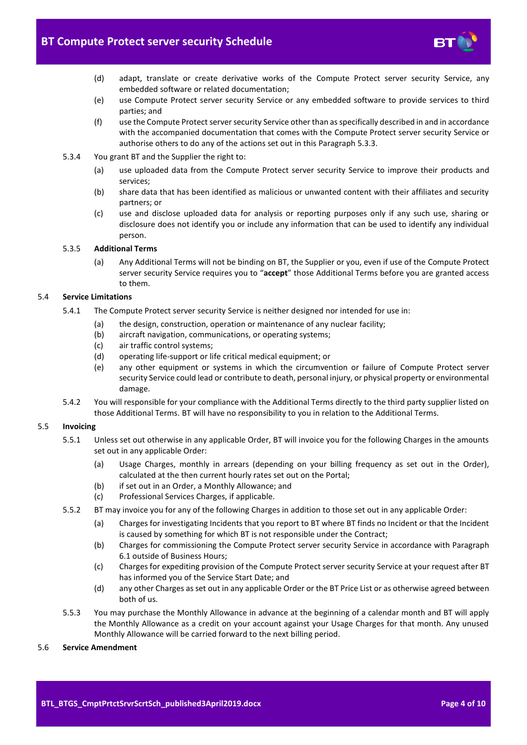(d) adapt, translate or create derivative works of the Compute Protect server security Service, any embedded software or related documentation;

(e) use Compute Protect server security Service or any embedded software to provide services to third parties; and

(f) use the Compute Protect server security Service other than as specifically described in and in accordance with the accompanied documentation that comes with the Compute Protect server security Service or authorise others to do any of the actions set out in this Paragraph 5.3.3.

5.3.4 You grant BT and the Supplier the right to:

(a) use uploaded data from the Compute Protect server security Service to improve their products and services;

(b) share data that has been identified as malicious or unwanted content with their affiliates and security partners; or

(c) use and disclose uploaded data for analysis or reporting purposes only if any such use, sharing or disclosure does not identify you or include any information that can be used to identify any individual person.

5.3.5 **Additional Terms**

(a) Any Additional Terms will not be binding on BT, the Supplier or you, even if use of the Compute Protect server security Service requires you to "**accept**" those Additional Terms before you are granted access to them.

5.4 **Service Limitations**

5.4.1 The Compute Protect server security Service is neither designed nor intended for use in:

(a) the design, construction, operation or maintenance of any nuclear facility;

(b) aircraft navigation, communications, or operating systems;

(c) air traffic control systems;

(d) operating life-support or life critical medical equipment; or

(e) any other equipment or systems in which the circumvention or failure of Compute Protect server security Service could lead or contribute to death, personal injury, or physical property or environmental damage.

5.4.2 You will responsible for your compliance with the Additional Terms directly to the third party supplier listed on those Additional Terms. BT will have no responsibility to you in relation to the Additional Terms.

5.5 **Invoicing**

5.5.1 Unless set out otherwise in any applicable Order, BT will invoice you for the following Charges in the amounts set out in any applicable Order:

(a) Usage Charges, monthly in arrears (depending on your billing frequency as set out in the Order), calculated at the then current hourly rates set out on the Portal;

(b) if set out in an Order, a Monthly Allowance; and

(c) Professional Services Charges, if applicable.

5.5.2 BT may invoice you for any of the following Charges in addition to those set out in any applicable Order:

(a) Charges for investigating Incidents that you report to BT where BT finds no Incident or that the Incident is caused by something for which BT is not responsible under the Contract;

(b) Charges for commissioning the Compute Protect server security Service in accordance with Paragraph 6.1 outside of Business Hours;

(c) Charges for expediting provision of the Compute Protect server security Service at your request after BT has informed you of the Service Start Date; and

(d) any other Charges as set out in any applicable Order or the BT Price List or as otherwise agreed between both of us.

5.5.3 You may purchase the Monthly Allowance in advance at the beginning of a calendar month and BT will apply the Monthly Allowance as a credit on your account against your Usage Charges for that month. Any unused Monthly Allowance will be carried forward to the next billing period.

5.6 **Service Amendment**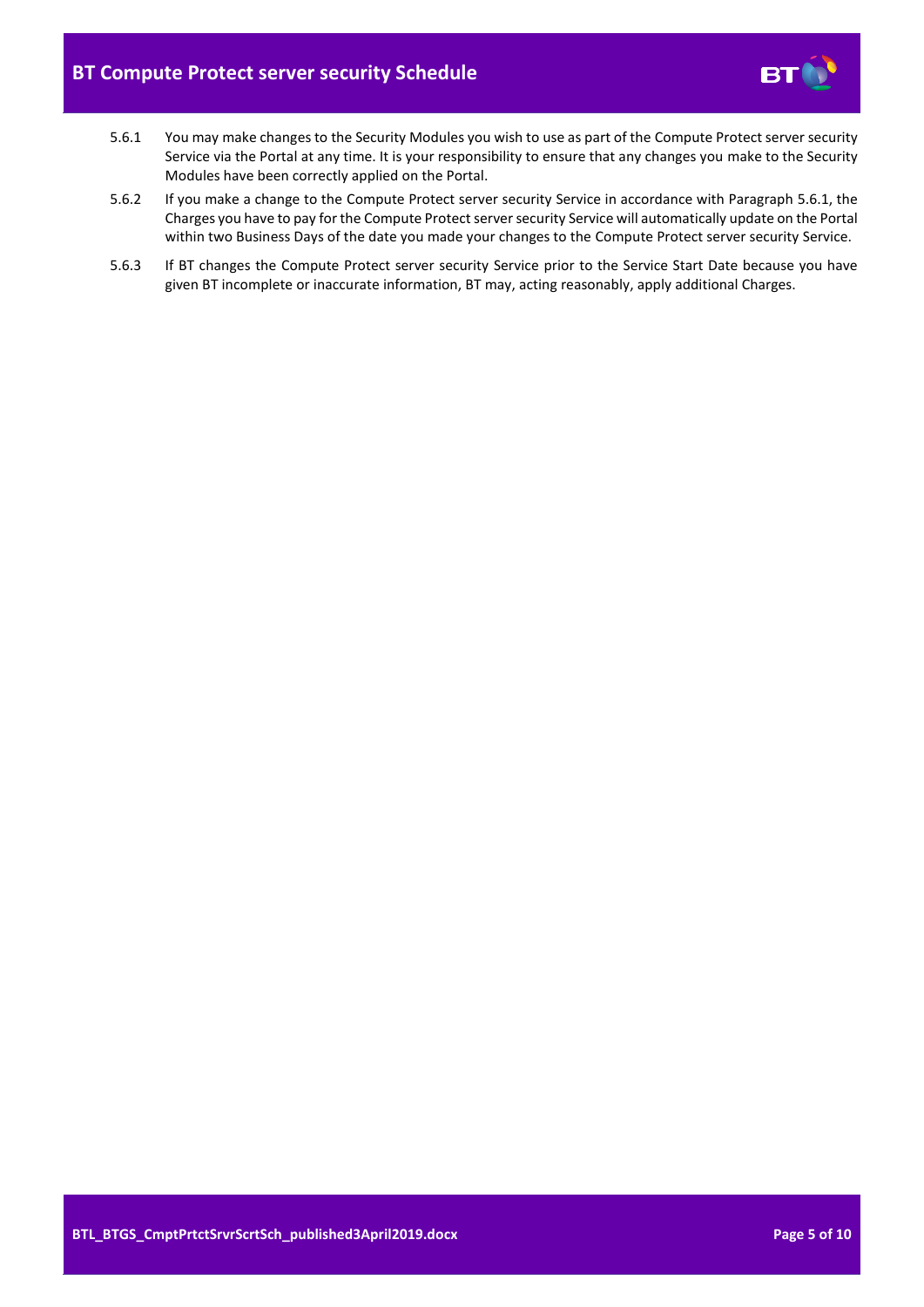5.6.1 You may make changes to the Security Modules you wish to use as part of the Compute Protect server security Service via the Portal at any time. It is your responsibility to ensure that any changes you make to the Security Modules have been correctly applied on the Portal.

5.6.2 If you make a change to the Compute Protect server security Service in accordance with Paragraph 5.6.1, the Charges you have to pay for the Compute Protect server security Service will automatically update on the Portal within two Business Days of the date you made your changes to the Compute Protect server security Service.

5.6.3 If BT changes the Compute Protect server security Service prior to the Service Start Date because you have given BT incomplete or inaccurate information, BT may, acting reasonably, apply additional Charges.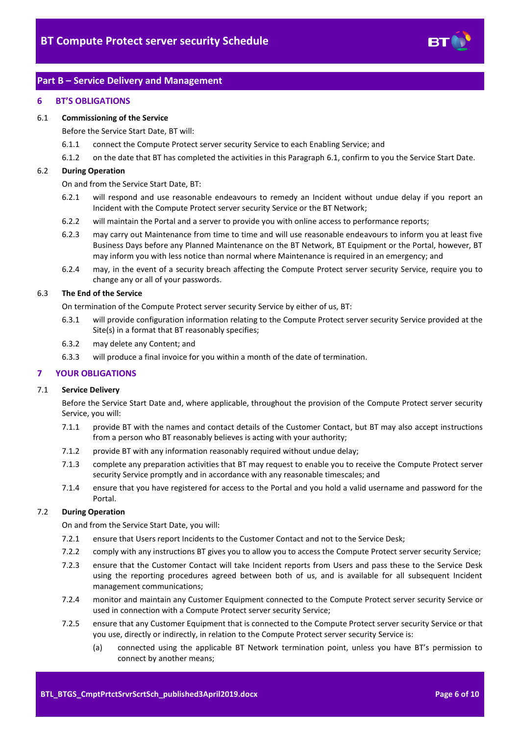## Part B – Service Delivery and Management

### 6 BT'S OBLIGATIONS

6.1 **Commissioning of the Service**

Before the Service Start Date, BT will:

6.1.1 connect the Compute Protect server security Service to each Enabling Service; and

6.1.2 on the date that BT has completed the activities in this Paragraph 6.1, confirm to you the Service Start Date.

6.2 **During Operation**

On and from the Service Start Date, BT:

6.2.1 will respond and use reasonable endeavours to remedy an Incident without undue delay if you report an Incident with the Compute Protect server security Service or the BT Network;

6.2.2 will maintain the Portal and a server to provide you with online access to performance reports;

6.2.3 may carry out Maintenance from time to time and will use reasonable endeavours to inform you at least five Business Days before any Planned Maintenance on the BT Network, BT Equipment or the Portal, however, BT may inform you with less notice than normal where Maintenance is required in an emergency; and

6.2.4 may, in the event of a security breach affecting the Compute Protect server security Service, require you to change any or all of your passwords.

6.3 **The End of the Service**

On termination of the Compute Protect server security Service by either of us, BT:

6.3.1 will provide configuration information relating to the Compute Protect server security Service provided at the Site(s) in a format that BT reasonably specifies;

6.3.2 may delete any Content; and

6.3.3 will produce a final invoice for you within a month of the date of termination.

### 7 YOUR OBLIGATIONS

7.1 **Service Delivery**

Before the Service Start Date and, where applicable, throughout the provision of the Compute Protect server security Service, you will:

7.1.1 provide BT with the names and contact details of the Customer Contact, but BT may also accept instructions from a person who BT reasonably believes is acting with your authority;

7.1.2 provide BT with any information reasonably required without undue delay;

7.1.3 complete any preparation activities that BT may request to enable you to receive the Compute Protect server security Service promptly and in accordance with any reasonable timescales; and

7.1.4 ensure that you have registered for access to the Portal and you hold a valid username and password for the Portal.

7.2 **During Operation**

On and from the Service Start Date, you will:

7.2.1 ensure that Users report Incidents to the Customer Contact and not to the Service Desk;

7.2.2 comply with any instructions BT gives you to allow you to access the Compute Protect server security Service;

7.2.3 ensure that the Customer Contact will take Incident reports from Users and pass these to the Service Desk using the reporting procedures agreed between both of us, and is available for all subsequent Incident management communications;

7.2.4 monitor and maintain any Customer Equipment connected to the Compute Protect server security Service or used in connection with a Compute Protect server security Service;

7.2.5 ensure that any Customer Equipment that is connected to the Compute Protect server security Service or that you use, directly or indirectly, in relation to the Compute Protect server security Service is:

(a) connected using the applicable BT Network termination point, unless you have BT's permission to connect by another means;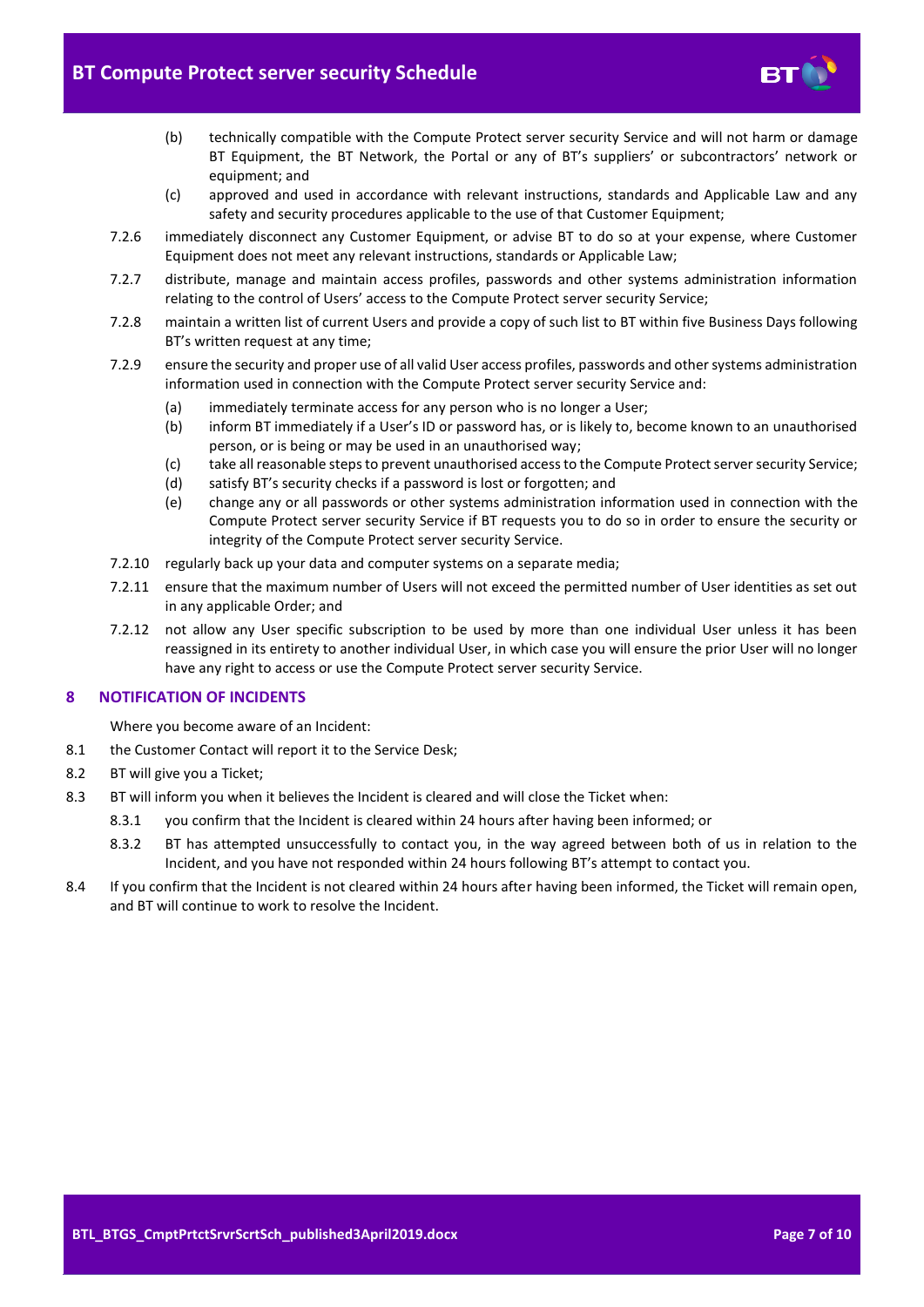(b) technically compatible with the Compute Protect server security Service and will not harm or damage BT Equipment, the BT Network, the Portal or any of BT's suppliers' or subcontractors' network or equipment; and

(c) approved and used in accordance with relevant instructions, standards and Applicable Law and any safety and security procedures applicable to the use of that Customer Equipment;

7.2.6 immediately disconnect any Customer Equipment, or advise BT to do so at your expense, where Customer Equipment does not meet any relevant instructions, standards or Applicable Law;

7.2.7 distribute, manage and maintain access profiles, passwords and other systems administration information relating to the control of Users' access to the Compute Protect server security Service;

7.2.8 maintain a written list of current Users and provide a copy of such list to BT within five Business Days following BT's written request at any time;

7.2.9 ensure the security and proper use of all valid User access profiles, passwords and other systems administration information used in connection with the Compute Protect server security Service and:

(a) immediately terminate access for any person who is no longer a User;

(b) inform BT immediately if a User's ID or password has, or is likely to, become known to an unauthorised person, or is being or may be used in an unauthorised way;

(c) take all reasonable steps to prevent unauthorised access to the Compute Protect server security Service;

(d) satisfy BT's security checks if a password is lost or forgotten; and

(e) change any or all passwords or other systems administration information used in connection with the Compute Protect server security Service if BT requests you to do so in order to ensure the security or integrity of the Compute Protect server security Service.

7.2.10 regularly back up your data and computer systems on a separate media;

7.2.11 ensure that the maximum number of Users will not exceed the permitted number of User identities as set out in any applicable Order; and

7.2.12 not allow any User specific subscription to be used by more than one individual User unless it has been reassigned in its entirety to another individual User, in which case you will ensure the prior User will no longer have any right to access or use the Compute Protect server security Service.

## 8 NOTIFICATION OF INCIDENTS

Where you become aware of an Incident:

8.1 the Customer Contact will report it to the Service Desk;

8.2 BT will give you a Ticket;

8.3 BT will inform you when it believes the Incident is cleared and will close the Ticket when:

8.3.1 you confirm that the Incident is cleared within 24 hours after having been informed; or

8.3.2 BT has attempted unsuccessfully to contact you, in the way agreed between both of us in relation to the Incident, and you have not responded within 24 hours following BT's attempt to contact you.

8.4 If you confirm that the Incident is not cleared within 24 hours after having been informed, the Ticket will remain open, and BT will continue to work to resolve the Incident.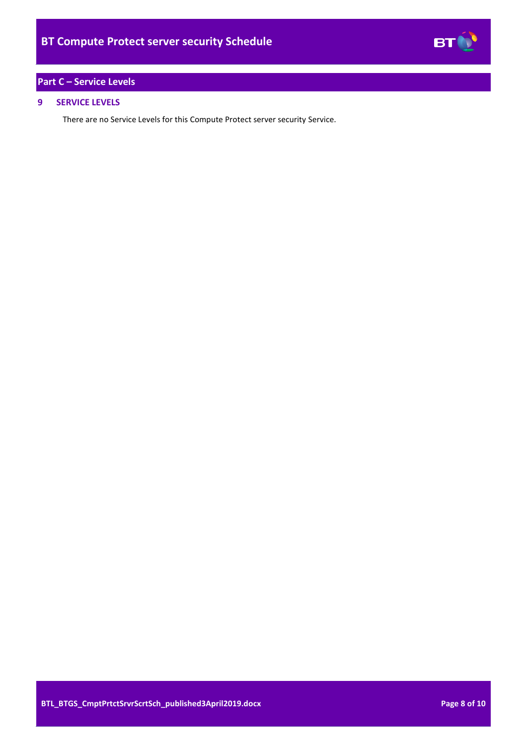## Part C – Service Levels

### 9 SERVICE LEVELS

There are no Service Levels for this Compute Protect server security Service.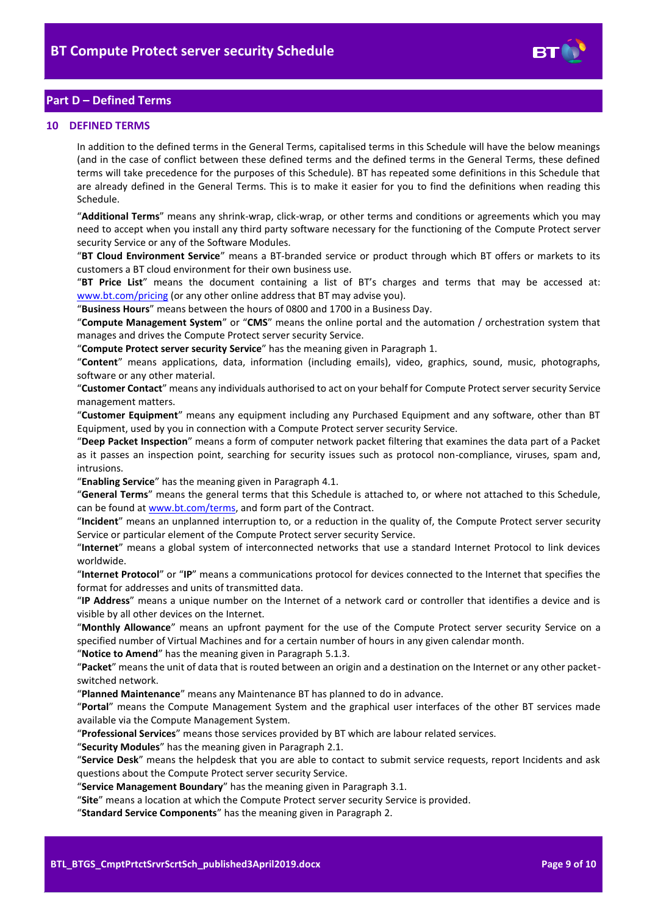## Part D – Defined Terms

### 10 DEFINED TERMS

In addition to the defined terms in the General Terms, capitalised terms in this Schedule will have the below meanings (and in the case of conflict between these defined terms and the defined terms in the General Terms, these defined terms will take precedence for the purposes of this Schedule). BT has repeated some definitions in this Schedule that are already defined in the General Terms. This is to make it easier for you to find the definitions when reading this Schedule.

"**Additional Terms**" means any shrink-wrap, click-wrap, or other terms and conditions or agreements which you may need to accept when you install any third party software necessary for the functioning of the Compute Protect server security Service or any of the Software Modules.

"**BT Cloud Environment Service**" means a BT-branded service or product through which BT offers or markets to its customers a BT cloud environment for their own business use.

"**BT Price List**" means the document containing a list of BT's charges and terms that may be accessed at: www.bt.com/pricing (or any other online address that BT may advise you).

"**Business Hours**" means between the hours of 0800 and 1700 in a Business Day.

"**Compute Management System**" or "**CMS**" means the online portal and the automation / orchestration system that manages and drives the Compute Protect server security Service.

"**Compute Protect server security Service**" has the meaning given in Paragraph 1.

"**Content**" means applications, data, information (including emails), video, graphics, sound, music, photographs, software or any other material.

"**Customer Contact**" means any individuals authorised to act on your behalf for Compute Protect server security Service management matters.

"**Customer Equipment**" means any equipment including any Purchased Equipment and any software, other than BT Equipment, used by you in connection with a Compute Protect server security Service.

"**Deep Packet Inspection**" means a form of computer network packet filtering that examines the data part of a Packet as it passes an inspection point, searching for security issues such as protocol non-compliance, viruses, spam and, intrusions.

"**Enabling Service**" has the meaning given in Paragraph 4.1.

"**General Terms**" means the general terms that this Schedule is attached to, or where not attached to this Schedule, can be found at www.bt.com/terms, and form part of the Contract.

"**Incident**" means an unplanned interruption to, or a reduction in the quality of, the Compute Protect server security Service or particular element of the Compute Protect server security Service.

"**Internet**" means a global system of interconnected networks that use a standard Internet Protocol to link devices worldwide.

"**Internet Protocol**" or "**IP**" means a communications protocol for devices connected to the Internet that specifies the format for addresses and units of transmitted data.

"**IP Address**" means a unique number on the Internet of a network card or controller that identifies a device and is visible by all other devices on the Internet.

"**Monthly Allowance**" means an upfront payment for the use of the Compute Protect server security Service on a specified number of Virtual Machines and for a certain number of hours in any given calendar month.

"**Notice to Amend**" has the meaning given in Paragraph 5.1.3.

"**Packet**" means the unit of data that is routed between an origin and a destination on the Internet or any other packet-switched network.

"**Planned Maintenance**" means any Maintenance BT has planned to do in advance.

"**Portal**" means the Compute Management System and the graphical user interfaces of the other BT services made available via the Compute Management System.

"**Professional Services**" means those services provided by BT which are labour related services.

"**Security Modules**" has the meaning given in Paragraph 2.1.

"**Service Desk**" means the helpdesk that you are able to contact to submit service requests, report Incidents and ask questions about the Compute Protect server security Service.

"**Service Management Boundary**" has the meaning given in Paragraph 3.1.

"**Site**" means a location at which the Compute Protect server security Service is provided.

"**Standard Service Components**" has the meaning given in Paragraph 2.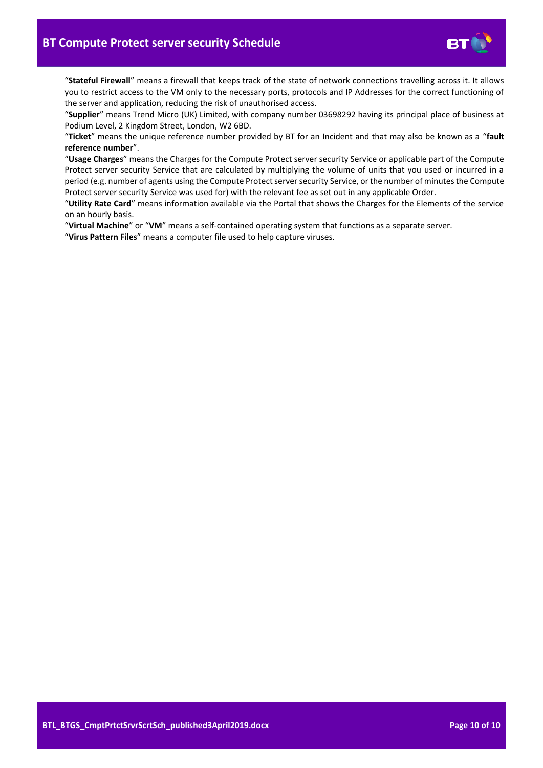"**Stateful Firewall**" means a firewall that keeps track of the state of network connections travelling across it. It allows you to restrict access to the VM only to the necessary ports, protocols and IP Addresses for the correct functioning of the server and application, reducing the risk of unauthorised access.

"**Supplier**" means Trend Micro (UK) Limited, with company number 03698292 having its principal place of business at Podium Level, 2 Kingdom Street, London, W2 6BD.

"**Ticket**" means the unique reference number provided by BT for an Incident and that may also be known as a "**fault reference number**".

"**Usage Charges**" means the Charges for the Compute Protect server security Service or applicable part of the Compute Protect server security Service that are calculated by multiplying the volume of units that you used or incurred in a period (e.g. number of agents using the Compute Protect server security Service, or the number of minutes the Compute Protect server security Service was used for) with the relevant fee as set out in any applicable Order.

"**Utility Rate Card**" means information available via the Portal that shows the Charges for the Elements of the service on an hourly basis.

"**Virtual Machine**" or "**VM**" means a self-contained operating system that functions as a separate server.

"**Virus Pattern Files**" means a computer file used to help capture viruses.